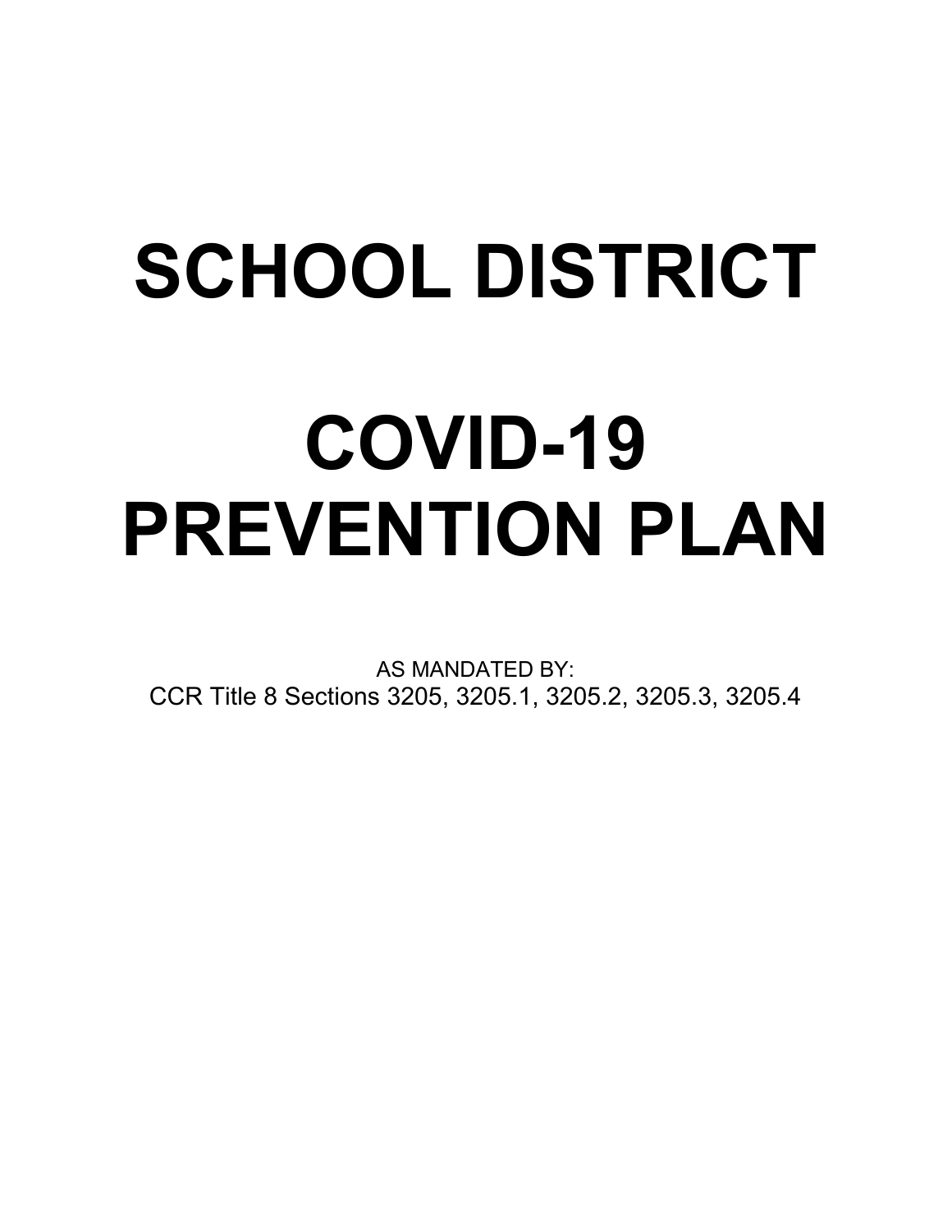# SCHOOL DISTRICT

# COVID-19 PREVENTION PLAN

AS MANDATED BY:
CCR Title 8 Sections 3205, 3205.1, 3205.2, 3205.3, 3205.4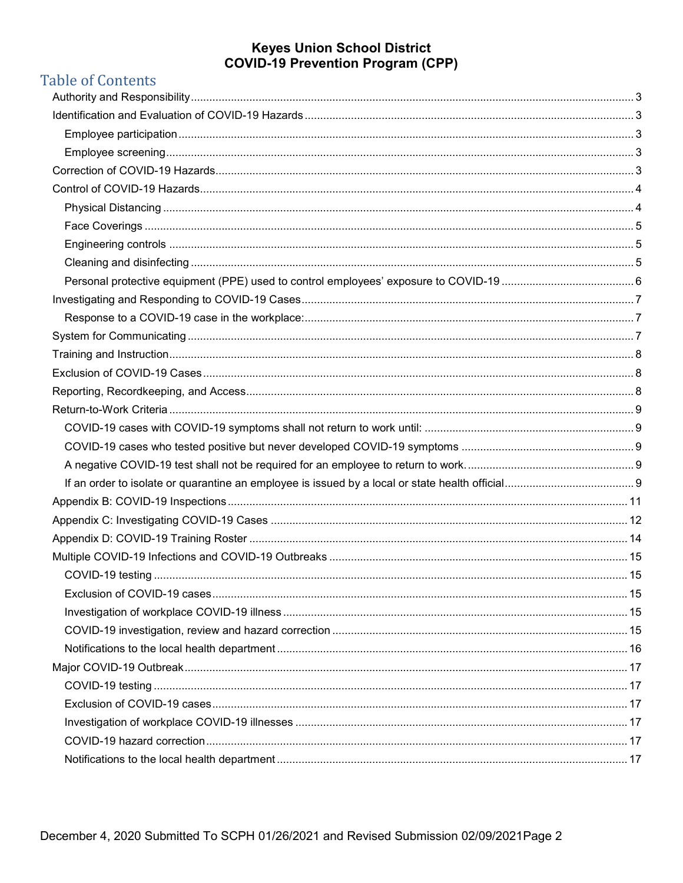# Keyes Union School District
# COVID-19 Prevention Program (CPP)

## Table of Contents

- Authority and Responsibility ..... 3
- Identification and Evaluation of COVID-19 Hazards ..... 3
  - Employee participation ..... 3
  - Employee screening ..... 3
- Correction of COVID-19 Hazards ..... 3
- Control of COVID-19 Hazards ..... 4
  - Physical Distancing ..... 4
  - Face Coverings ..... 5
  - Engineering controls ..... 5
  - Cleaning and disinfecting ..... 5
  - Personal protective equipment (PPE) used to control employees' exposure to COVID-19 ..... 6
- Investigating and Responding to COVID-19 Cases ..... 7
  - Response to a COVID-19 case in the workplace: ..... 7
- System for Communicating ..... 7
- Training and Instruction ..... 8
- Exclusion of COVID-19 Cases ..... 8
- Reporting, Recordkeeping, and Access ..... 8
- Return-to-Work Criteria ..... 9
  - COVID-19 cases with COVID-19 symptoms shall not return to work until: ..... 9
  - COVID-19 cases who tested positive but never developed COVID-19 symptoms ..... 9
  - A negative COVID-19 test shall not be required for an employee to return to work. ..... 9
  - If an order to isolate or quarantine an employee is issued by a local or state health official ..... 9
- Appendix B: COVID-19 Inspections ..... 11
- Appendix C: Investigating COVID-19 Cases ..... 12
- Appendix D: COVID-19 Training Roster ..... 14
- Multiple COVID-19 Infections and COVID-19 Outbreaks ..... 15
  - COVID-19 testing ..... 15
  - Exclusion of COVID-19 cases ..... 15
  - Investigation of workplace COVID-19 illness ..... 15
  - COVID-19 investigation, review and hazard correction ..... 15
  - Notifications to the local health department ..... 16
- Major COVID-19 Outbreak ..... 17
  - COVID-19 testing ..... 17
  - Exclusion of COVID-19 cases ..... 17
  - Investigation of workplace COVID-19 illnesses ..... 17
  - COVID-19 hazard correction ..... 17
  - Notifications to the local health department ..... 17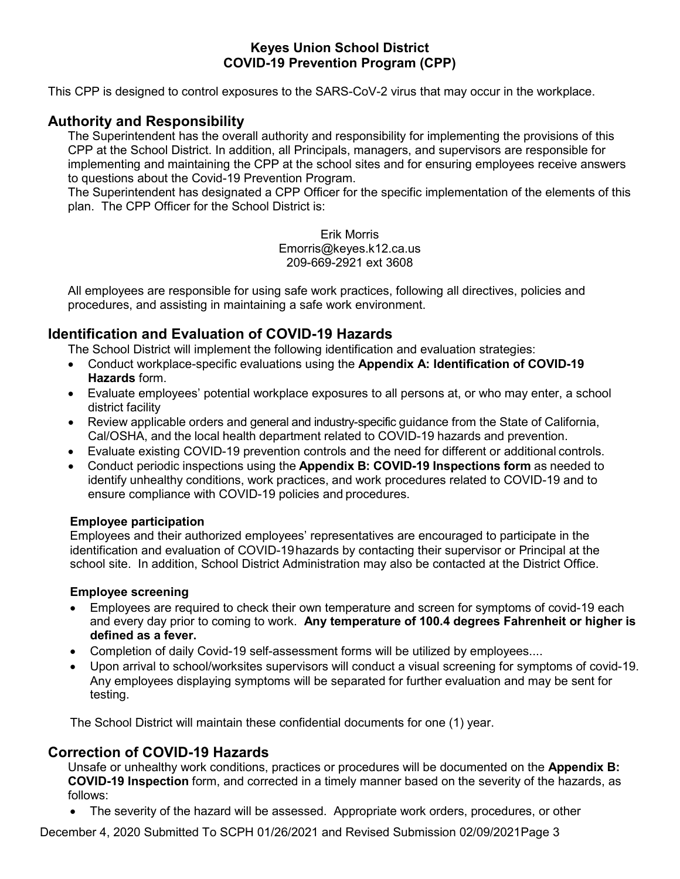**Keyes Union School District**
**COVID-19 Prevention Program (CPP)**

This CPP is designed to control exposures to the SARS-CoV-2 virus that may occur in the workplace.

## Authority and Responsibility

The Superintendent has the overall authority and responsibility for implementing the provisions of this CPP at the School District. In addition, all Principals, managers, and supervisors are responsible for implementing and maintaining the CPP at the school sites and for ensuring employees receive answers to questions about the Covid-19 Prevention Program.

The Superintendent has designated a CPP Officer for the specific implementation of the elements of this plan. The CPP Officer for the School District is:

Erik Morris
Emorris@keyes.k12.ca.us
209-669-2921 ext 3608

All employees are responsible for using safe work practices, following all directives, policies and procedures, and assisting in maintaining a safe work environment.

## Identification and Evaluation of COVID-19 Hazards

The School District will implement the following identification and evaluation strategies:

- Conduct workplace-specific evaluations using the **Appendix A: Identification of COVID-19 Hazards** form.
- Evaluate employees' potential workplace exposures to all persons at, or who may enter, a school district facility
- Review applicable orders and general and industry-specific guidance from the State of California, Cal/OSHA, and the local health department related to COVID-19 hazards and prevention.
- Evaluate existing COVID-19 prevention controls and the need for different or additional controls.
- Conduct periodic inspections using the **Appendix B: COVID-19 Inspections form** as needed to identify unhealthy conditions, work practices, and work procedures related to COVID-19 and to ensure compliance with COVID-19 policies and procedures.

### Employee participation

Employees and their authorized employees' representatives are encouraged to participate in the identification and evaluation of COVID-19 hazards by contacting their supervisor or Principal at the school site. In addition, School District Administration may also be contacted at the District Office.

### Employee screening

- Employees are required to check their own temperature and screen for symptoms of covid-19 each and every day prior to coming to work. **Any temperature of 100.4 degrees Fahrenheit or higher is defined as a fever.**
- Completion of daily Covid-19 self-assessment forms will be utilized by employees....
- Upon arrival to school/worksites supervisors will conduct a visual screening for symptoms of covid-19. Any employees displaying symptoms will be separated for further evaluation and may be sent for testing.

The School District will maintain these confidential documents for one (1) year.

## Correction of COVID-19 Hazards

Unsafe or unhealthy work conditions, practices or procedures will be documented on the **Appendix B: COVID-19 Inspection** form, and corrected in a timely manner based on the severity of the hazards, as follows:

- The severity of the hazard will be assessed. Appropriate work orders, procedures, or other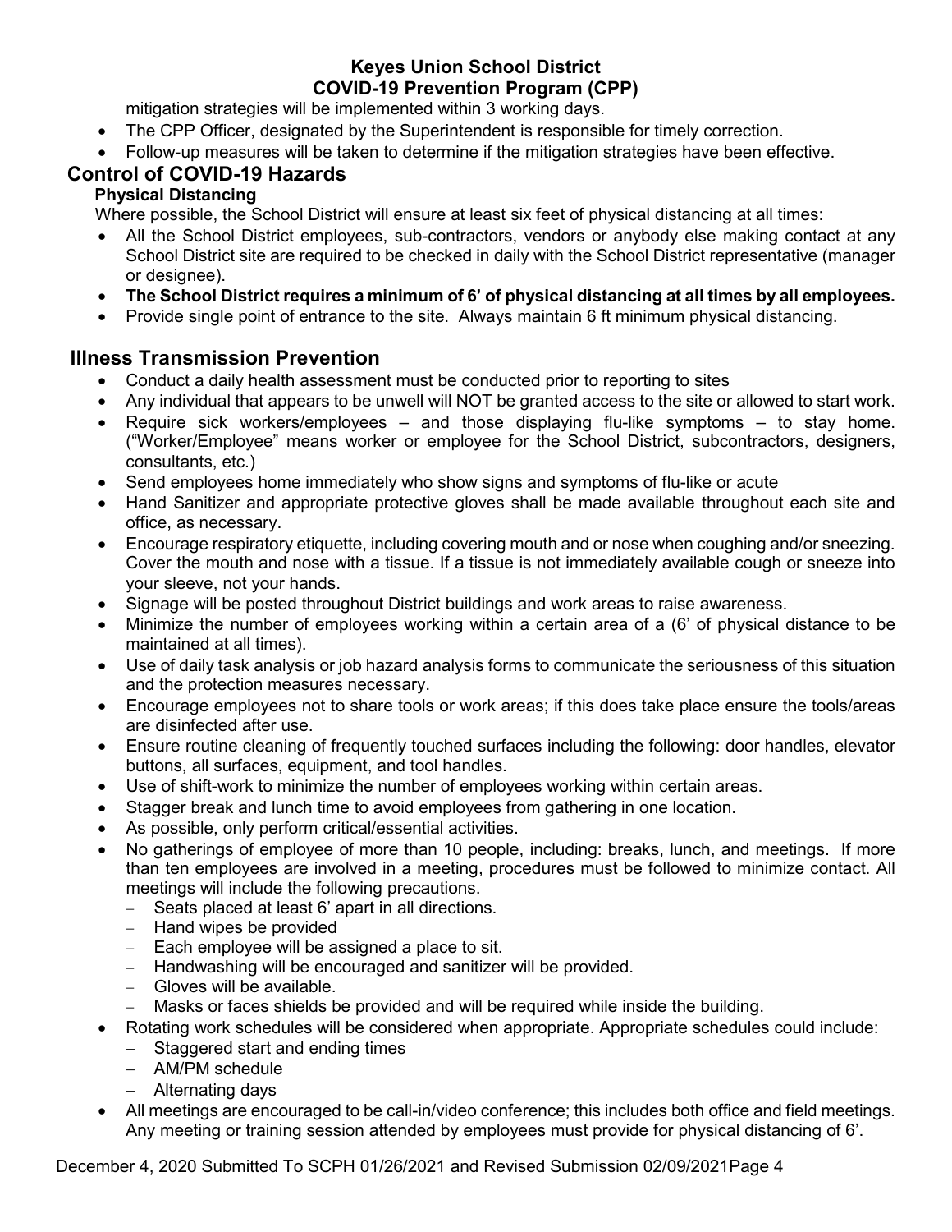mitigation strategies will be implemented within 3 working days.

- The CPP Officer, designated by the Superintendent is responsible for timely correction.
- Follow-up measures will be taken to determine if the mitigation strategies have been effective.

## Control of COVID-19 Hazards

### Physical Distancing

Where possible, the School District will ensure at least six feet of physical distancing at all times:

- All the School District employees, sub-contractors, vendors or anybody else making contact at any School District site are required to be checked in daily with the School District representative (manager or designee).
- **The School District requires a minimum of 6' of physical distancing at all times by all employees.**
- Provide single point of entrance to the site. Always maintain 6 ft minimum physical distancing.

## Illness Transmission Prevention

- Conduct a daily health assessment must be conducted prior to reporting to sites
- Any individual that appears to be unwell will NOT be granted access to the site or allowed to start work.
- Require sick workers/employees – and those displaying flu-like symptoms – to stay home. ("Worker/Employee" means worker or employee for the School District, subcontractors, designers, consultants, etc.)
- Send employees home immediately who show signs and symptoms of flu-like or acute
- Hand Sanitizer and appropriate protective gloves shall be made available throughout each site and office, as necessary.
- Encourage respiratory etiquette, including covering mouth and or nose when coughing and/or sneezing. Cover the mouth and nose with a tissue. If a tissue is not immediately available cough or sneeze into your sleeve, not your hands.
- Signage will be posted throughout District buildings and work areas to raise awareness.
- Minimize the number of employees working within a certain area of a (6' of physical distance to be maintained at all times).
- Use of daily task analysis or job hazard analysis forms to communicate the seriousness of this situation and the protection measures necessary.
- Encourage employees not to share tools or work areas; if this does take place ensure the tools/areas are disinfected after use.
- Ensure routine cleaning of frequently touched surfaces including the following: door handles, elevator buttons, all surfaces, equipment, and tool handles.
- Use of shift-work to minimize the number of employees working within certain areas.
- Stagger break and lunch time to avoid employees from gathering in one location.
- As possible, only perform critical/essential activities.
- No gatherings of employee of more than 10 people, including: breaks, lunch, and meetings. If more than ten employees are involved in a meeting, procedures must be followed to minimize contact. All meetings will include the following precautions.
  - Seats placed at least 6' apart in all directions.
  - Hand wipes be provided
  - Each employee will be assigned a place to sit.
  - Handwashing will be encouraged and sanitizer will be provided.
  - Gloves will be available.
  - Masks or faces shields be provided and will be required while inside the building.
- Rotating work schedules will be considered when appropriate. Appropriate schedules could include:
  - Staggered start and ending times
  - AM/PM schedule
  - Alternating days
- All meetings are encouraged to be call-in/video conference; this includes both office and field meetings. Any meeting or training session attended by employees must provide for physical distancing of 6'.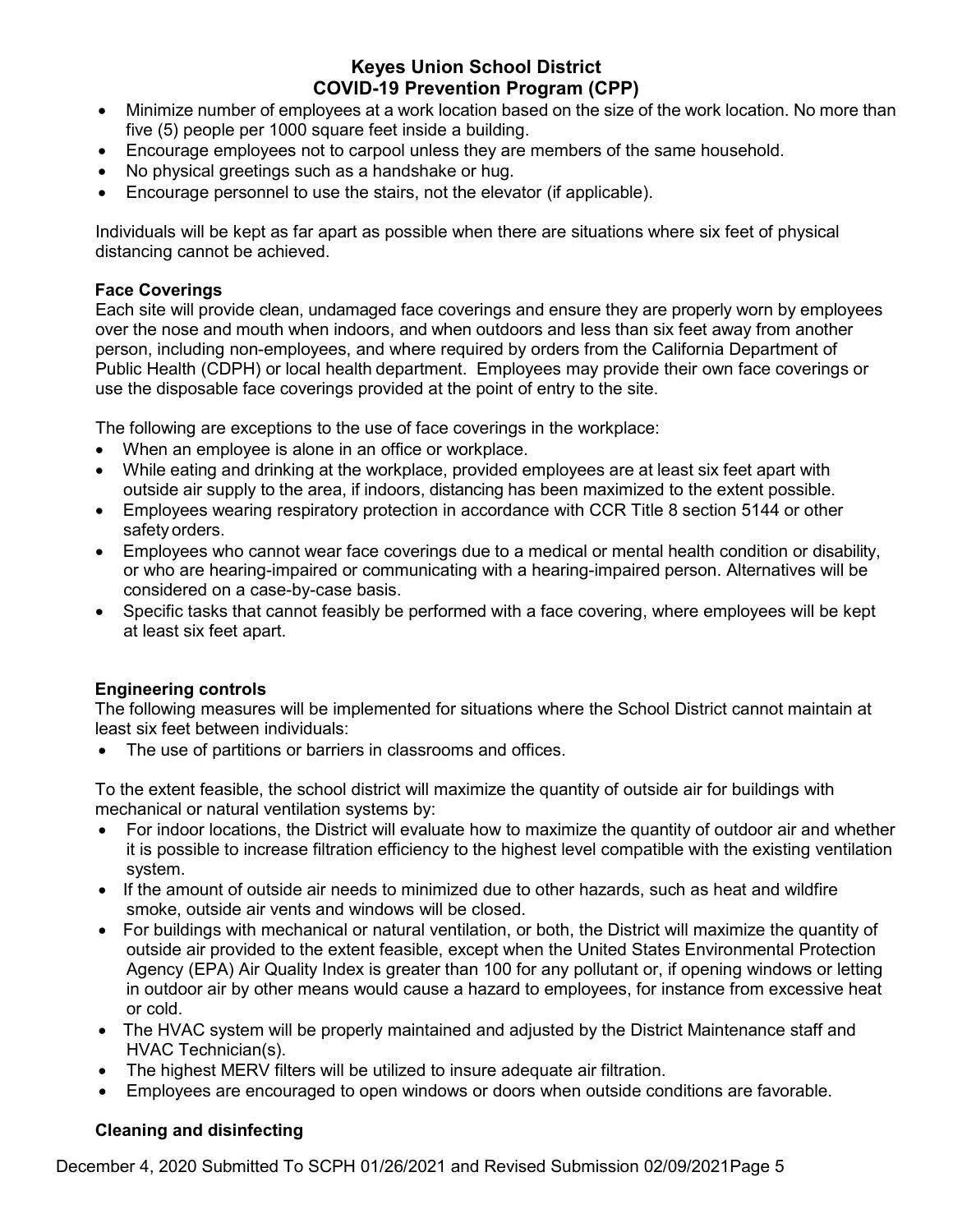- Minimize number of employees at a work location based on the size of the work location. No more than five (5) people per 1000 square feet inside a building.
- Encourage employees not to carpool unless they are members of the same household.
- No physical greetings such as a handshake or hug.
- Encourage personnel to use the stairs, not the elevator (if applicable).

Individuals will be kept as far apart as possible when there are situations where six feet of physical distancing cannot be achieved.

**Face Coverings**

Each site will provide clean, undamaged face coverings and ensure they are properly worn by employees over the nose and mouth when indoors, and when outdoors and less than six feet away from another person, including non-employees, and where required by orders from the California Department of Public Health (CDPH) or local health department. Employees may provide their own face coverings or use the disposable face coverings provided at the point of entry to the site.

The following are exceptions to the use of face coverings in the workplace:

- When an employee is alone in an office or workplace.
- While eating and drinking at the workplace, provided employees are at least six feet apart with outside air supply to the area, if indoors, distancing has been maximized to the extent possible.
- Employees wearing respiratory protection in accordance with CCR Title 8 section 5144 or other safety orders.
- Employees who cannot wear face coverings due to a medical or mental health condition or disability, or who are hearing-impaired or communicating with a hearing-impaired person. Alternatives will be considered on a case-by-case basis.
- Specific tasks that cannot feasibly be performed with a face covering, where employees will be kept at least six feet apart.

**Engineering controls**

The following measures will be implemented for situations where the School District cannot maintain at least six feet between individuals:

- The use of partitions or barriers in classrooms and offices.

To the extent feasible, the school district will maximize the quantity of outside air for buildings with mechanical or natural ventilation systems by:

- For indoor locations, the District will evaluate how to maximize the quantity of outdoor air and whether it is possible to increase filtration efficiency to the highest level compatible with the existing ventilation system.
- If the amount of outside air needs to minimized due to other hazards, such as heat and wildfire smoke, outside air vents and windows will be closed.
- For buildings with mechanical or natural ventilation, or both, the District will maximize the quantity of outside air provided to the extent feasible, except when the United States Environmental Protection Agency (EPA) Air Quality Index is greater than 100 for any pollutant or, if opening windows or letting in outdoor air by other means would cause a hazard to employees, for instance from excessive heat or cold.
- The HVAC system will be properly maintained and adjusted by the District Maintenance staff and HVAC Technician(s).
- The highest MERV filters will be utilized to insure adequate air filtration.
- Employees are encouraged to open windows or doors when outside conditions are favorable.

**Cleaning and disinfecting**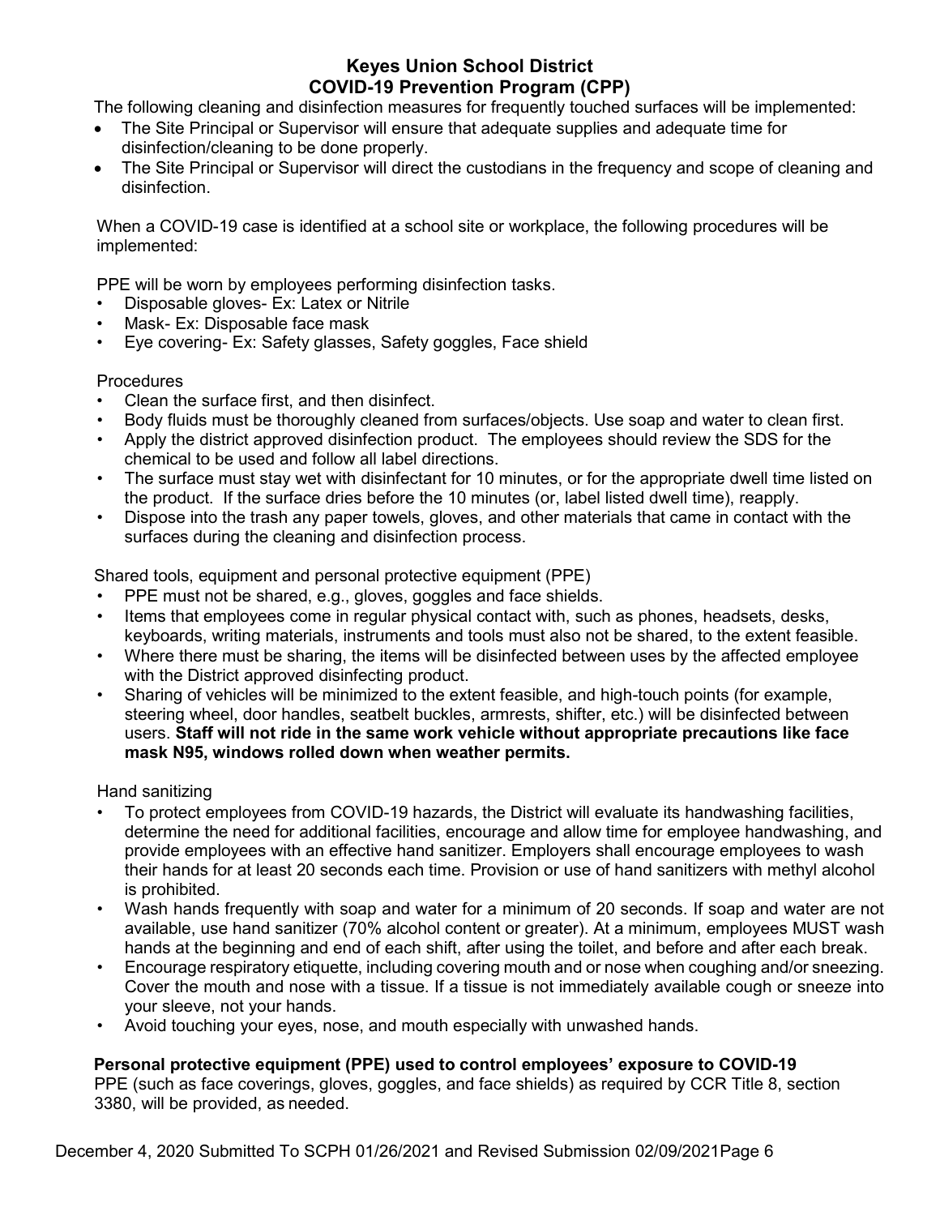The following cleaning and disinfection measures for frequently touched surfaces will be implemented:

- The Site Principal or Supervisor will ensure that adequate supplies and adequate time for disinfection/cleaning to be done properly.
- The Site Principal or Supervisor will direct the custodians in the frequency and scope of cleaning and disinfection.

When a COVID-19 case is identified at a school site or workplace, the following procedures will be implemented:

PPE will be worn by employees performing disinfection tasks.

- Disposable gloves- Ex: Latex or Nitrile
- Mask- Ex: Disposable face mask
- Eye covering- Ex: Safety glasses, Safety goggles, Face shield

Procedures

- Clean the surface first, and then disinfect.
- Body fluids must be thoroughly cleaned from surfaces/objects. Use soap and water to clean first.
- Apply the district approved disinfection product. The employees should review the SDS for the chemical to be used and follow all label directions.
- The surface must stay wet with disinfectant for 10 minutes, or for the appropriate dwell time listed on the product. If the surface dries before the 10 minutes (or, label listed dwell time), reapply.
- Dispose into the trash any paper towels, gloves, and other materials that came in contact with the surfaces during the cleaning and disinfection process.

Shared tools, equipment and personal protective equipment (PPE)

- PPE must not be shared, e.g., gloves, goggles and face shields.
- Items that employees come in regular physical contact with, such as phones, headsets, desks, keyboards, writing materials, instruments and tools must also not be shared, to the extent feasible.
- Where there must be sharing, the items will be disinfected between uses by the affected employee with the District approved disinfecting product.
- Sharing of vehicles will be minimized to the extent feasible, and high-touch points (for example, steering wheel, door handles, seatbelt buckles, armrests, shifter, etc.) will be disinfected between users. **Staff will not ride in the same work vehicle without appropriate precautions like face mask N95, windows rolled down when weather permits.**

Hand sanitizing

- To protect employees from COVID-19 hazards, the District will evaluate its handwashing facilities, determine the need for additional facilities, encourage and allow time for employee handwashing, and provide employees with an effective hand sanitizer. Employers shall encourage employees to wash their hands for at least 20 seconds each time. Provision or use of hand sanitizers with methyl alcohol is prohibited.
- Wash hands frequently with soap and water for a minimum of 20 seconds. If soap and water are not available, use hand sanitizer (70% alcohol content or greater). At a minimum, employees MUST wash hands at the beginning and end of each shift, after using the toilet, and before and after each break.
- Encourage respiratory etiquette, including covering mouth and or nose when coughing and/or sneezing. Cover the mouth and nose with a tissue. If a tissue is not immediately available cough or sneeze into your sleeve, not your hands.
- Avoid touching your eyes, nose, and mouth especially with unwashed hands.

## Personal protective equipment (PPE) used to control employees' exposure to COVID-19

PPE (such as face coverings, gloves, goggles, and face shields) as required by CCR Title 8, section 3380, will be provided, as needed.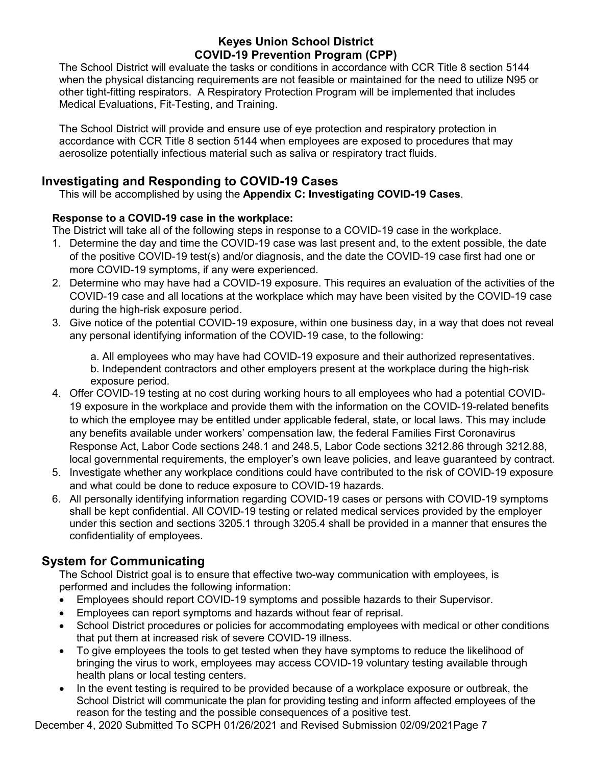The School District will evaluate the tasks or conditions in accordance with CCR Title 8 section 5144 when the physical distancing requirements are not feasible or maintained for the need to utilize N95 or other tight-fitting respirators. A Respiratory Protection Program will be implemented that includes Medical Evaluations, Fit-Testing, and Training.

The School District will provide and ensure use of eye protection and respiratory protection in accordance with CCR Title 8 section 5144 when employees are exposed to procedures that may aerosolize potentially infectious material such as saliva or respiratory tract fluids.

## Investigating and Responding to COVID-19 Cases

This will be accomplished by using the **Appendix C: Investigating COVID-19 Cases**.

### Response to a COVID-19 case in the workplace:

The District will take all of the following steps in response to a COVID-19 case in the workplace.

1. Determine the day and time the COVID-19 case was last present and, to the extent possible, the date of the positive COVID-19 test(s) and/or diagnosis, and the date the COVID-19 case first had one or more COVID-19 symptoms, if any were experienced.
2. Determine who may have had a COVID-19 exposure. This requires an evaluation of the activities of the COVID-19 case and all locations at the workplace which may have been visited by the COVID-19 case during the high-risk exposure period.
3. Give notice of the potential COVID-19 exposure, within one business day, in a way that does not reveal any personal identifying information of the COVID-19 case, to the following:

   a. All employees who may have had COVID-19 exposure and their authorized representatives.
   b. Independent contractors and other employers present at the workplace during the high-risk exposure period.
4. Offer COVID-19 testing at no cost during working hours to all employees who had a potential COVID-19 exposure in the workplace and provide them with the information on the COVID-19-related benefits to which the employee may be entitled under applicable federal, state, or local laws. This may include any benefits available under workers' compensation law, the federal Families First Coronavirus Response Act, Labor Code sections 248.1 and 248.5, Labor Code sections 3212.86 through 3212.88, local governmental requirements, the employer's own leave policies, and leave guaranteed by contract.
5. Investigate whether any workplace conditions could have contributed to the risk of COVID-19 exposure and what could be done to reduce exposure to COVID-19 hazards.
6. All personally identifying information regarding COVID-19 cases or persons with COVID-19 symptoms shall be kept confidential. All COVID-19 testing or related medical services provided by the employer under this section and sections 3205.1 through 3205.4 shall be provided in a manner that ensures the confidentiality of employees.

## System for Communicating

The School District goal is to ensure that effective two-way communication with employees, is performed and includes the following information:

- Employees should report COVID-19 symptoms and possible hazards to their Supervisor.
- Employees can report symptoms and hazards without fear of reprisal.
- School District procedures or policies for accommodating employees with medical or other conditions that put them at increased risk of severe COVID-19 illness.
- To give employees the tools to get tested when they have symptoms to reduce the likelihood of bringing the virus to work, employees may access COVID-19 voluntary testing available through health plans or local testing centers.
- In the event testing is required to be provided because of a workplace exposure or outbreak, the School District will communicate the plan for providing testing and inform affected employees of the reason for the testing and the possible consequences of a positive test.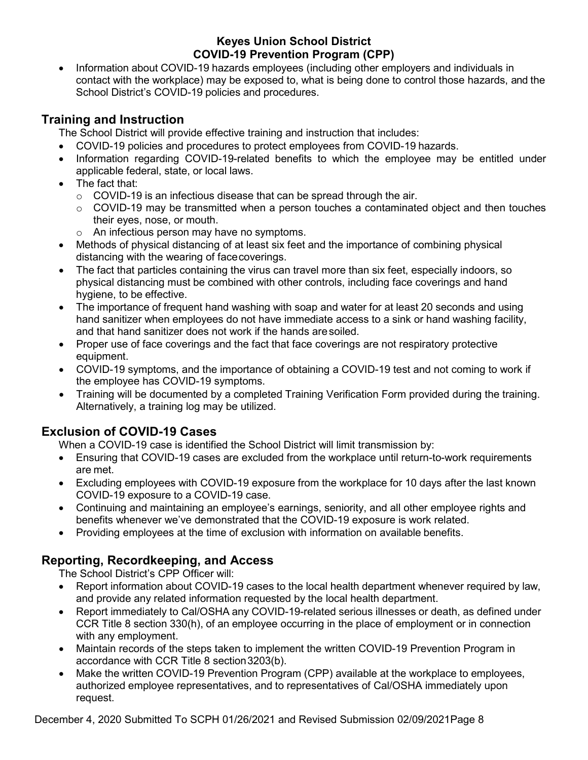- Information about COVID-19 hazards employees (including other employers and individuals in contact with the workplace) may be exposed to, what is being done to control those hazards, and the School District's COVID-19 policies and procedures.

## Training and Instruction

The School District will provide effective training and instruction that includes:

- COVID-19 policies and procedures to protect employees from COVID-19 hazards.
- Information regarding COVID-19-related benefits to which the employee may be entitled under applicable federal, state, or local laws.
- The fact that:
  - COVID-19 is an infectious disease that can be spread through the air.
  - COVID-19 may be transmitted when a person touches a contaminated object and then touches their eyes, nose, or mouth.
  - An infectious person may have no symptoms.
- Methods of physical distancing of at least six feet and the importance of combining physical distancing with the wearing of face coverings.
- The fact that particles containing the virus can travel more than six feet, especially indoors, so physical distancing must be combined with other controls, including face coverings and hand hygiene, to be effective.
- The importance of frequent hand washing with soap and water for at least 20 seconds and using hand sanitizer when employees do not have immediate access to a sink or hand washing facility, and that hand sanitizer does not work if the hands are soiled.
- Proper use of face coverings and the fact that face coverings are not respiratory protective equipment.
- COVID-19 symptoms, and the importance of obtaining a COVID-19 test and not coming to work if the employee has COVID-19 symptoms.
- Training will be documented by a completed Training Verification Form provided during the training. Alternatively, a training log may be utilized.

## Exclusion of COVID-19 Cases

When a COVID-19 case is identified the School District will limit transmission by:

- Ensuring that COVID-19 cases are excluded from the workplace until return-to-work requirements are met.
- Excluding employees with COVID-19 exposure from the workplace for 10 days after the last known COVID-19 exposure to a COVID-19 case.
- Continuing and maintaining an employee's earnings, seniority, and all other employee rights and benefits whenever we've demonstrated that the COVID-19 exposure is work related.
- Providing employees at the time of exclusion with information on available benefits.

## Reporting, Recordkeeping, and Access

The School District's CPP Officer will:

- Report information about COVID-19 cases to the local health department whenever required by law, and provide any related information requested by the local health department.
- Report immediately to Cal/OSHA any COVID-19-related serious illnesses or death, as defined under CCR Title 8 section 330(h), of an employee occurring in the place of employment or in connection with any employment.
- Maintain records of the steps taken to implement the written COVID-19 Prevention Program in accordance with CCR Title 8 section 3203(b).
- Make the written COVID-19 Prevention Program (CPP) available at the workplace to employees, authorized employee representatives, and to representatives of Cal/OSHA immediately upon request.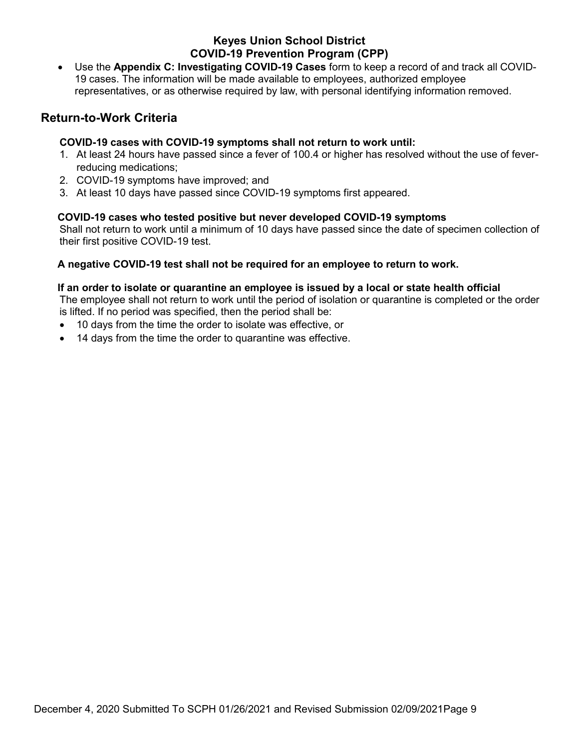- Use the **Appendix C: Investigating COVID-19 Cases** form to keep a record of and track all COVID-19 cases. The information will be made available to employees, authorized employee representatives, or as otherwise required by law, with personal identifying information removed.

## Return-to-Work Criteria

**COVID-19 cases with COVID-19 symptoms shall not return to work until:**

1. At least 24 hours have passed since a fever of 100.4 or higher has resolved without the use of fever-reducing medications;
2. COVID-19 symptoms have improved; and
3. At least 10 days have passed since COVID-19 symptoms first appeared.

**COVID-19 cases who tested positive but never developed COVID-19 symptoms**

Shall not return to work until a minimum of 10 days have passed since the date of specimen collection of their first positive COVID-19 test.

**A negative COVID-19 test shall not be required for an employee to return to work.**

**If an order to isolate or quarantine an employee is issued by a local or state health official**

The employee shall not return to work until the period of isolation or quarantine is completed or the order is lifted. If no period was specified, then the period shall be:

- 10 days from the time the order to isolate was effective, or
- 14 days from the time the order to quarantine was effective.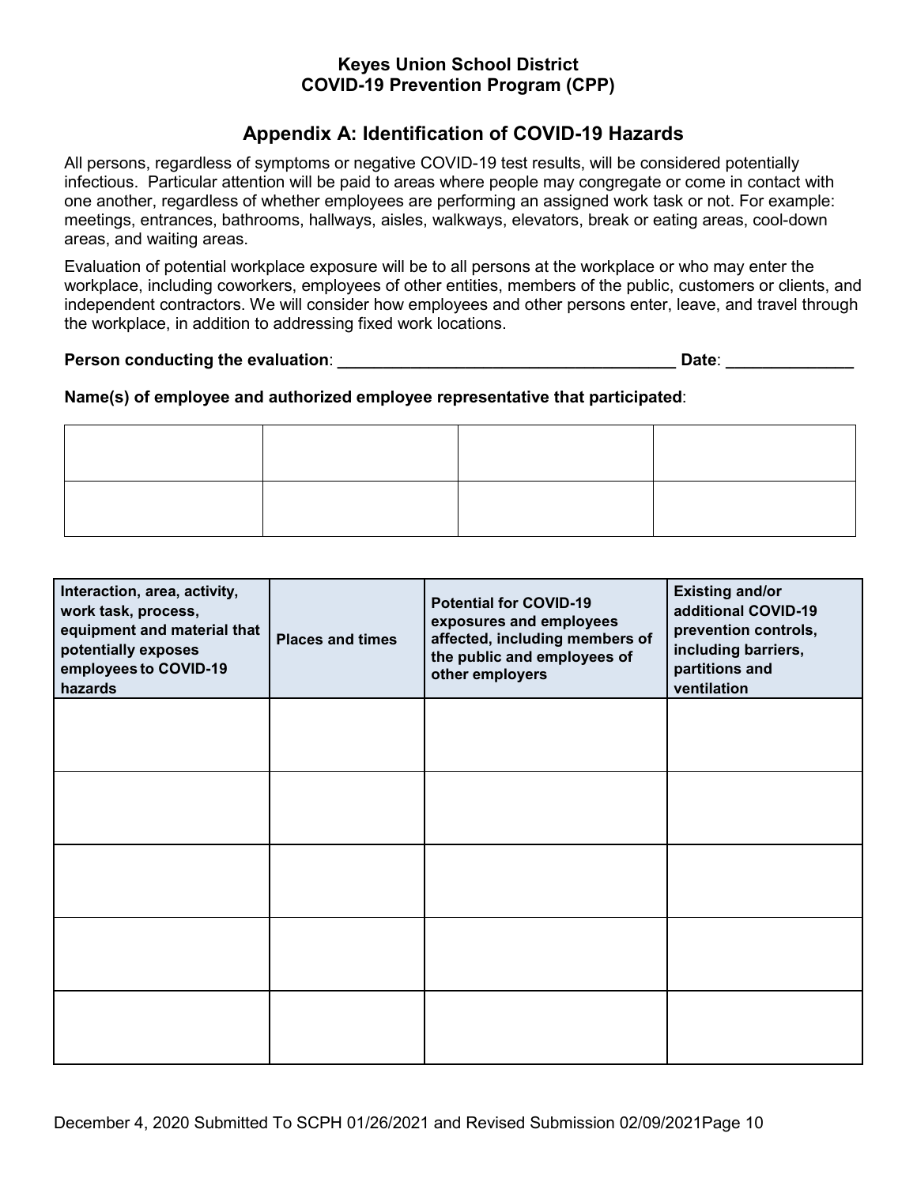**Keyes Union School District**
**COVID-19 Prevention Program (CPP)**

## Appendix A: Identification of COVID-19 Hazards

All persons, regardless of symptoms or negative COVID-19 test results, will be considered potentially infectious. Particular attention will be paid to areas where people may congregate or come in contact with one another, regardless of whether employees are performing an assigned work task or not. For example: meetings, entrances, bathrooms, hallways, aisles, walkways, elevators, break or eating areas, cool-down areas, and waiting areas.

Evaluation of potential workplace exposure will be to all persons at the workplace or who may enter the workplace, including coworkers, employees of other entities, members of the public, customers or clients, and independent contractors. We will consider how employees and other persons enter, leave, and travel through the workplace, in addition to addressing fixed work locations.

**Person conducting the evaluation**: ______________________________________ **Date**: _____________

**Name(s) of employee and authorized employee representative that participated**:

| | | | |
|---|---|---|---|
| | | | |
| | | | |

| Interaction, area, activity, work task, process, equipment and material that potentially exposes employees to COVID-19 hazards | Places and times | Potential for COVID-19 exposures and employees affected, including members of the public and employees of other employers | Existing and/or additional COVID-19 prevention controls, including barriers, partitions and ventilation |
|---|---|---|---|
| | | | |
| | | | |
| | | | |
| | | | |
| | | | |

December 4, 2020 Submitted To SCPH 01/26/2021 and Revised Submission 02/09/2021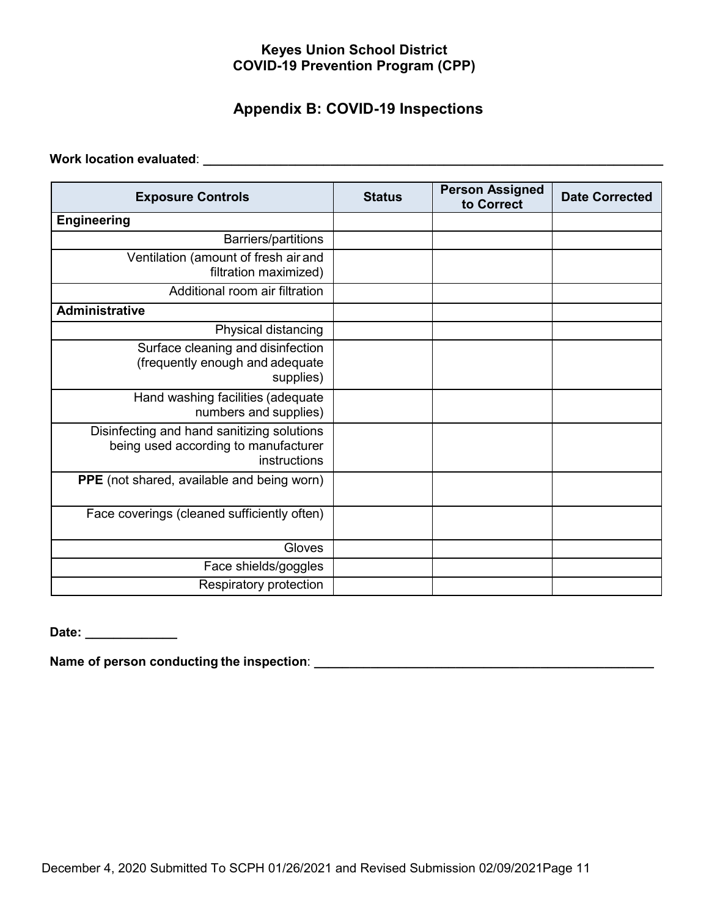Keyes Union School District
COVID-19 Prevention Program (CPP)

## Appendix B: COVID-19 Inspections

**Work location evaluated**: ____________________________________________________________________

| Exposure Controls | Status | Person Assigned to Correct | Date Corrected |
|---|---|---|---|
| **Engineering** | | | |
| Barriers/partitions | | | |
| Ventilation (amount of fresh air and filtration maximized) | | | |
| Additional room air filtration | | | |
| **Administrative** | | | |
| Physical distancing | | | |
| Surface cleaning and disinfection (frequently enough and adequate supplies) | | | |
| Hand washing facilities (adequate numbers and supplies) | | | |
| Disinfecting and hand sanitizing solutions being used according to manufacturer instructions | | | |
| **PPE** (not shared, available and being worn) | | | |
| Face coverings (cleaned sufficiently often) | | | |
| Gloves | | | |
| Face shields/goggles | | | |
| Respiratory protection | | | |

**Date: _____________**

**Name of person conducting the inspection**: _________________________________________________

December 4, 2020 Submitted To SCPH 01/26/2021 and Revised Submission 02/09/2021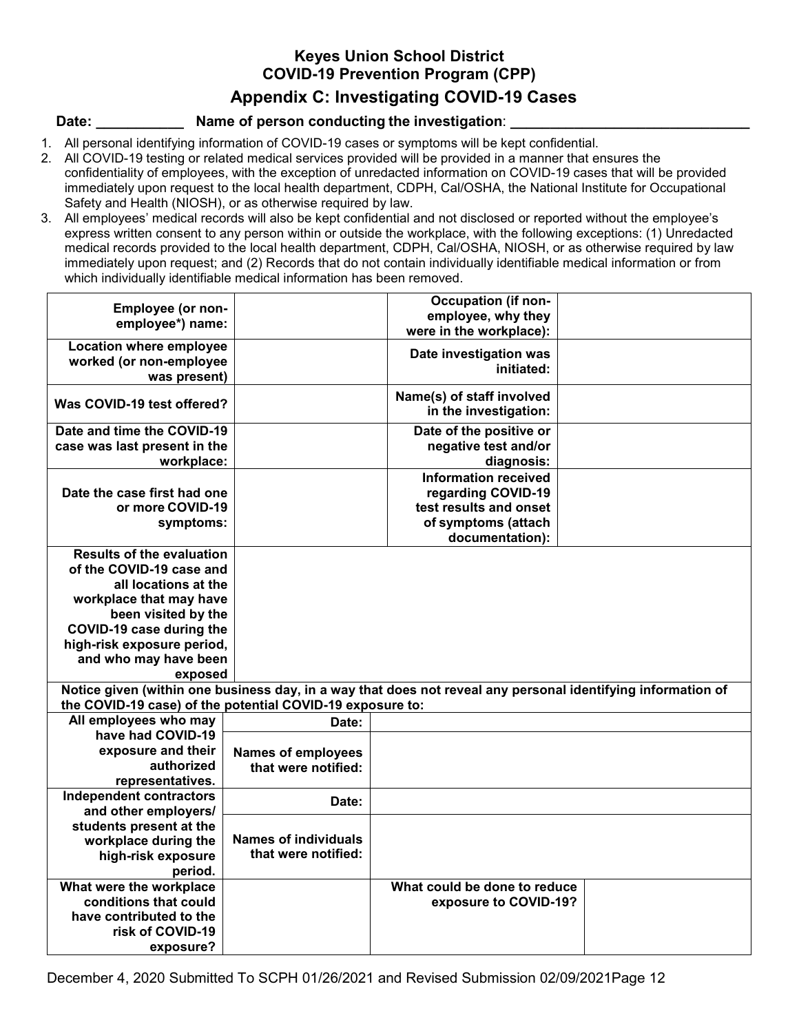# Keyes Union School District
## COVID-19 Prevention Program (CPP)
## Appendix C: Investigating COVID-19 Cases

**Date: ___________ Name of person conducting the investigation: ______________________________**

1. All personal identifying information of COVID-19 cases or symptoms will be kept confidential.
2. All COVID-19 testing or related medical services provided will be provided in a manner that ensures the confidentiality of employees, with the exception of unredacted information on COVID-19 cases that will be provided immediately upon request to the local health department, CDPH, Cal/OSHA, the National Institute for Occupational Safety and Health (NIOSH), or as otherwise required by law.
3. All employees' medical records will also be kept confidential and not disclosed or reported without the employee's express written consent to any person within or outside the workplace, with the following exceptions: (1) Unredacted medical records provided to the local health department, CDPH, Cal/OSHA, NIOSH, or as otherwise required by law immediately upon request; and (2) Records that do not contain individually identifiable medical information or from which individually identifiable medical information has been removed.

| | | | |
|---|---|---|---|
| **Employee (or non-employee*) name:** | | **Occupation (if non-employee, why they were in the workplace):** | |
| **Location where employee worked (or non-employee was present)** | | **Date investigation was initiated:** | |
| **Was COVID-19 test offered?** | | **Name(s) of staff involved in the investigation:** | |
| **Date and time the COVID-19 case was last present in the workplace:** | | **Date of the positive or negative test and/or diagnosis:** | |
| **Date the case first had one or more COVID-19 symptoms:** | | **Information received regarding COVID-19 test results and onset of symptoms (attach documentation):** | |
| **Results of the evaluation of the COVID-19 case and all locations at the workplace that may have been visited by the COVID-19 case during the high-risk exposure period, and who may have been exposed** | | | |

| | | | |
|---|---|---|---|
| **Notice given (within one business day, in a way that does not reveal any personal identifying information of the COVID-19 case) of the potential COVID-19 exposure to:** | | | |
| **All employees who may have had COVID-19 exposure and their authorized representatives.** | **Date:** | | |
| | **Names of employees that were notified:** | | |
| **Independent contractors and other employers/ students present at the workplace during the high-risk exposure period.** | **Date:** | | |
| | **Names of individuals that were notified:** | | |
| **What were the workplace conditions that could have contributed to the risk of COVID-19 exposure?** | | **What could be done to reduce exposure to COVID-19?** | |

December 4, 2020 Submitted To SCPH 01/26/2021 and Revised Submission 02/09/2021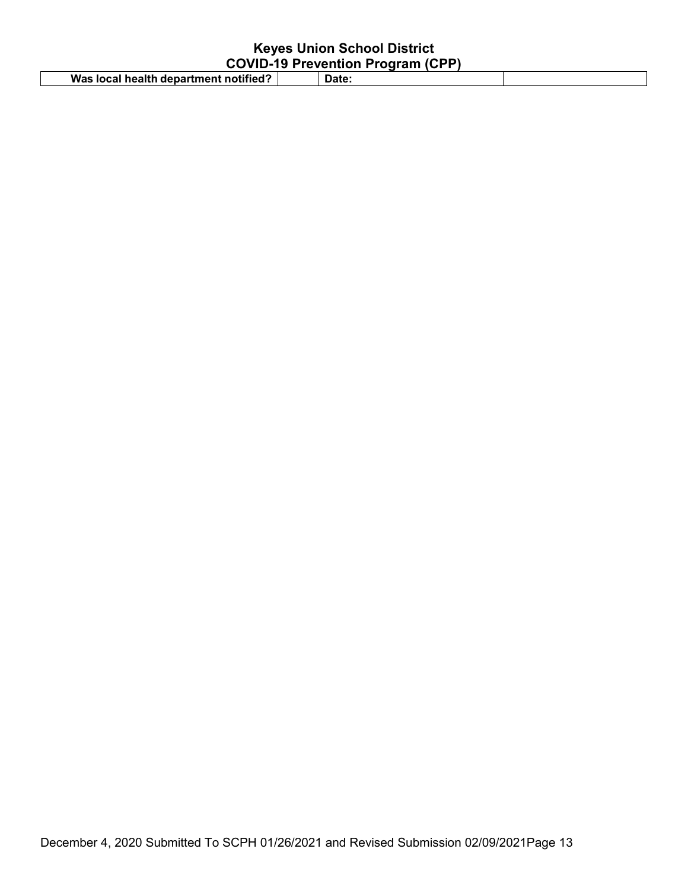| | | | |
|---|---|---|---|
| **Was local health department notified?** | | **Date:** | |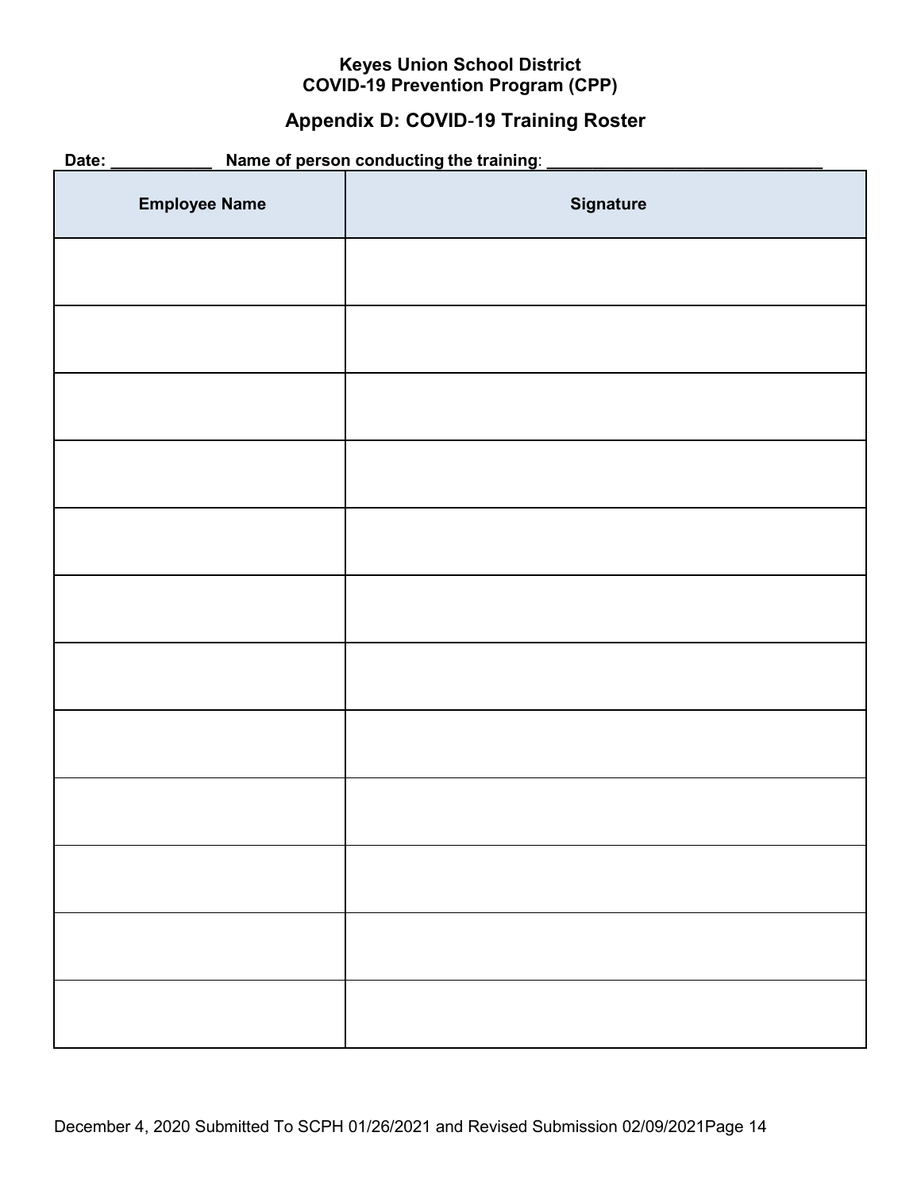**Keyes Union School District**
**COVID-19 Prevention Program (CPP)**

## Appendix D: COVID-19 Training Roster

**Date:** ___________ **Name of person conducting the training**: ______________________________

| Employee Name | Signature |
| --- | --- |
| | |
| | |
| | |
| | |
| | |
| | |
| | |
| | |
| | |
| | |
| | |
| | |

December 4, 2020 Submitted To SCPH 01/26/2021 and Revised Submission 02/09/2021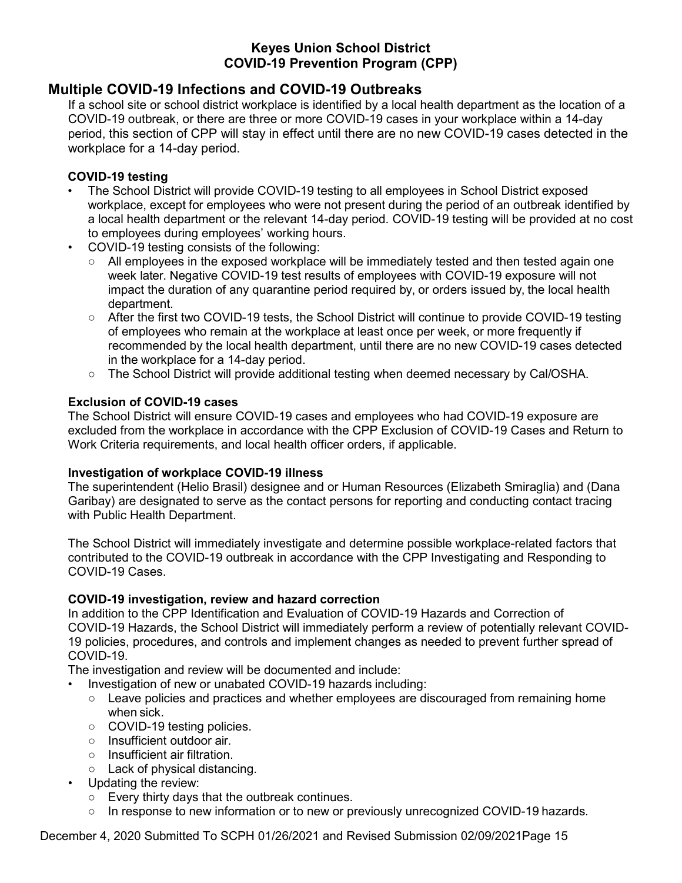## Multiple COVID-19 Infections and COVID-19 Outbreaks

If a school site or school district workplace is identified by a local health department as the location of a COVID-19 outbreak, or there are three or more COVID-19 cases in your workplace within a 14-day period, this section of CPP will stay in effect until there are no new COVID-19 cases detected in the workplace for a 14-day period.

### COVID-19 testing

- The School District will provide COVID-19 testing to all employees in School District exposed workplace, except for employees who were not present during the period of an outbreak identified by a local health department or the relevant 14-day period. COVID-19 testing will be provided at no cost to employees during employees' working hours.
- COVID-19 testing consists of the following:
  - All employees in the exposed workplace will be immediately tested and then tested again one week later. Negative COVID-19 test results of employees with COVID-19 exposure will not impact the duration of any quarantine period required by, or orders issued by, the local health department.
  - After the first two COVID-19 tests, the School District will continue to provide COVID-19 testing of employees who remain at the workplace at least once per week, or more frequently if recommended by the local health department, until there are no new COVID-19 cases detected in the workplace for a 14-day period.
  - The School District will provide additional testing when deemed necessary by Cal/OSHA.

### Exclusion of COVID-19 cases

The School District will ensure COVID-19 cases and employees who had COVID-19 exposure are excluded from the workplace in accordance with the CPP Exclusion of COVID-19 Cases and Return to Work Criteria requirements, and local health officer orders, if applicable.

### Investigation of workplace COVID-19 illness

The superintendent (Helio Brasil) designee and or Human Resources (Elizabeth Smiraglia) and (Dana Garibay) are designated to serve as the contact persons for reporting and conducting contact tracing with Public Health Department.

The School District will immediately investigate and determine possible workplace-related factors that contributed to the COVID-19 outbreak in accordance with the CPP Investigating and Responding to COVID-19 Cases.

### COVID-19 investigation, review and hazard correction

In addition to the CPP Identification and Evaluation of COVID-19 Hazards and Correction of COVID-19 Hazards, the School District will immediately perform a review of potentially relevant COVID-19 policies, procedures, and controls and implement changes as needed to prevent further spread of COVID-19.

The investigation and review will be documented and include:

- Investigation of new or unabated COVID-19 hazards including:
  - Leave policies and practices and whether employees are discouraged from remaining home when sick.
  - COVID-19 testing policies.
  - Insufficient outdoor air.
  - Insufficient air filtration.
  - Lack of physical distancing.
- Updating the review:
  - Every thirty days that the outbreak continues.
  - In response to new information or to new or previously unrecognized COVID-19 hazards.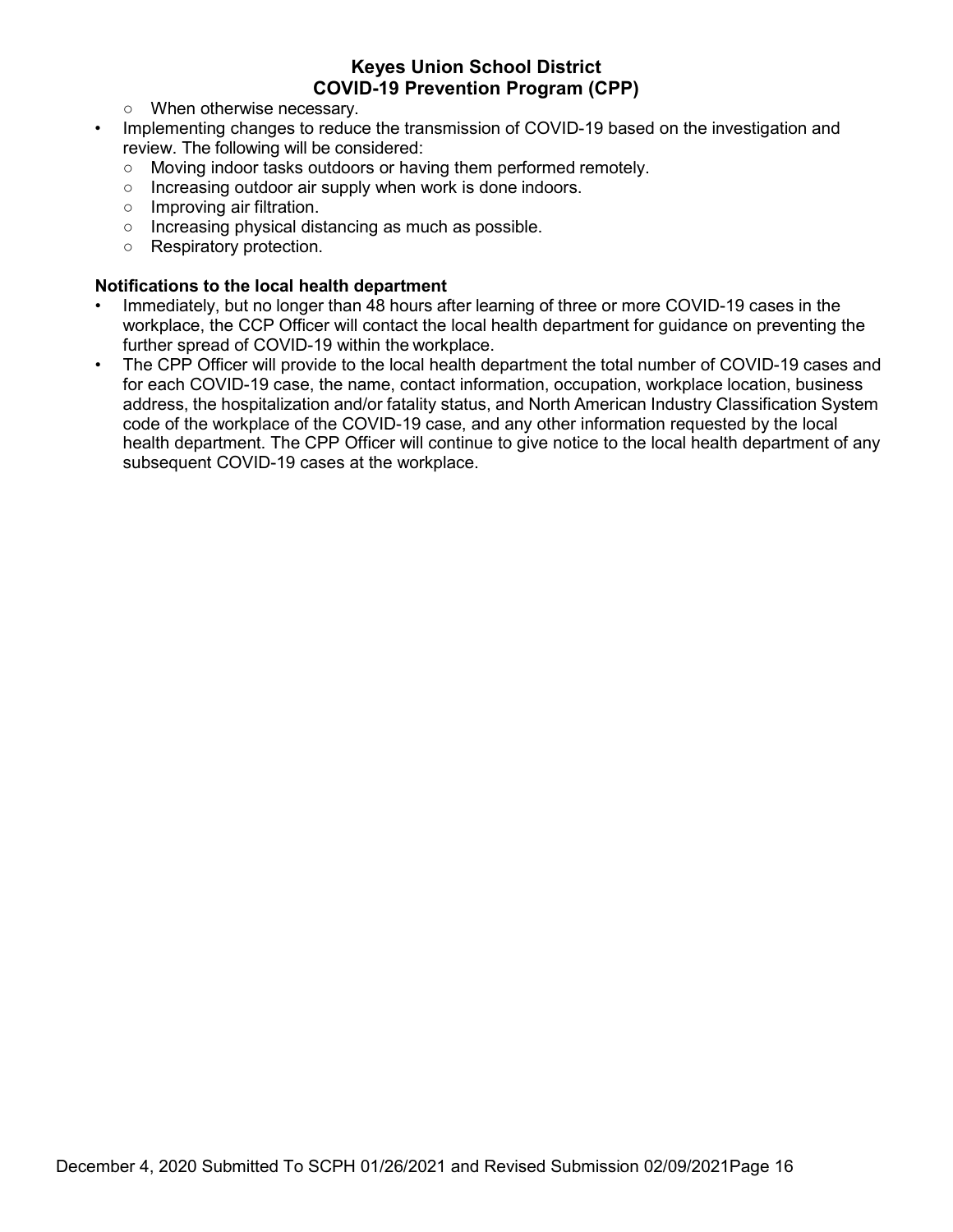- When otherwise necessary.
- Implementing changes to reduce the transmission of COVID-19 based on the investigation and review. The following will be considered:
  - Moving indoor tasks outdoors or having them performed remotely.
  - Increasing outdoor air supply when work is done indoors.
  - Improving air filtration.
  - Increasing physical distancing as much as possible.
  - Respiratory protection.

**Notifications to the local health department**

- Immediately, but no longer than 48 hours after learning of three or more COVID-19 cases in the workplace, the CCP Officer will contact the local health department for guidance on preventing the further spread of COVID-19 within the workplace.
- The CPP Officer will provide to the local health department the total number of COVID-19 cases and for each COVID-19 case, the name, contact information, occupation, workplace location, business address, the hospitalization and/or fatality status, and North American Industry Classification System code of the workplace of the COVID-19 case, and any other information requested by the local health department. The CPP Officer will continue to give notice to the local health department of any subsequent COVID-19 cases at the workplace.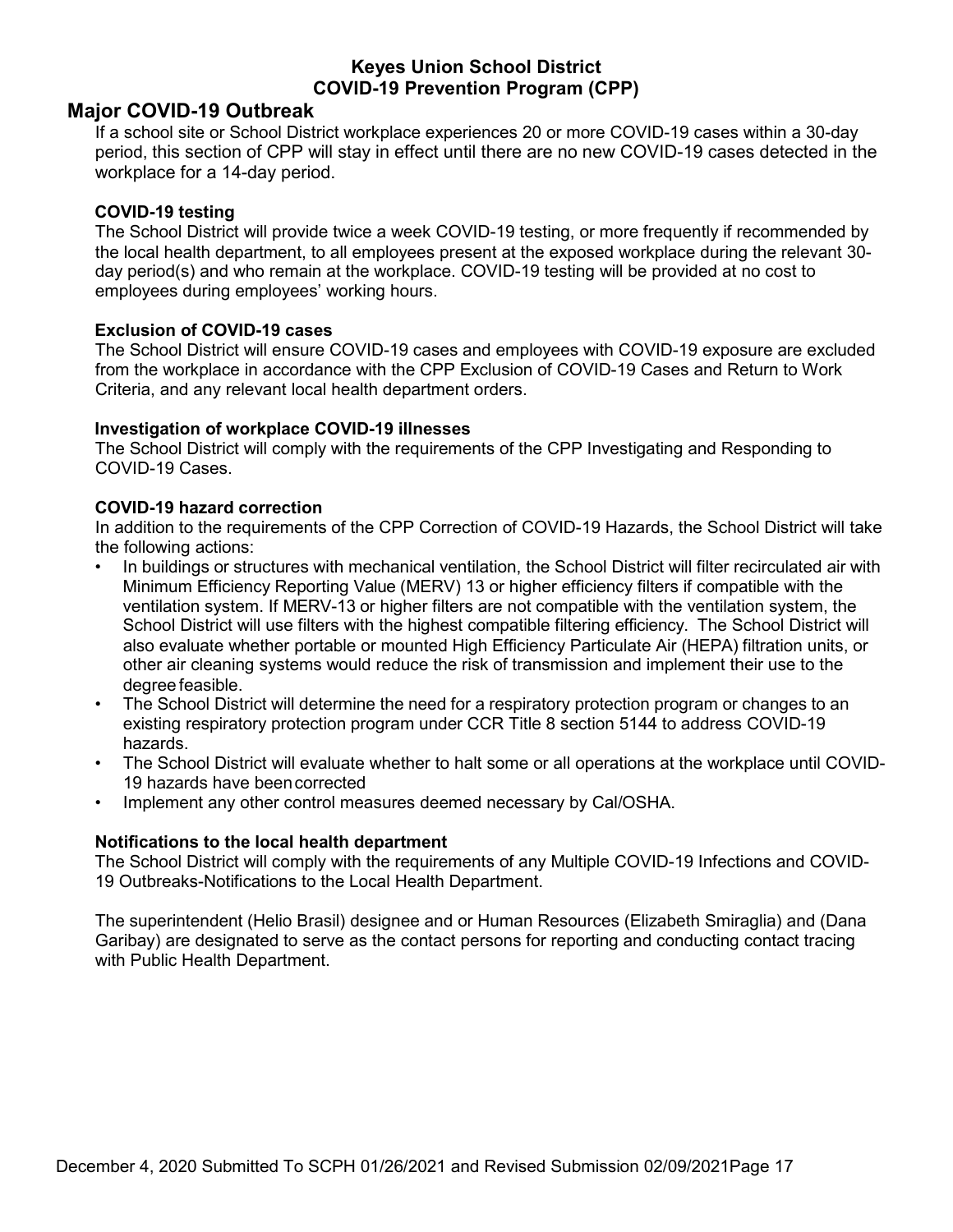## Major COVID-19 Outbreak

If a school site or School District workplace experiences 20 or more COVID-19 cases within a 30-day period, this section of CPP will stay in effect until there are no new COVID-19 cases detected in the workplace for a 14-day period.

### COVID-19 testing

The School District will provide twice a week COVID-19 testing, or more frequently if recommended by the local health department, to all employees present at the exposed workplace during the relevant 30-day period(s) and who remain at the workplace. COVID-19 testing will be provided at no cost to employees during employees' working hours.

### Exclusion of COVID-19 cases

The School District will ensure COVID-19 cases and employees with COVID-19 exposure are excluded from the workplace in accordance with the CPP Exclusion of COVID-19 Cases and Return to Work Criteria, and any relevant local health department orders.

### Investigation of workplace COVID-19 illnesses

The School District will comply with the requirements of the CPP Investigating and Responding to COVID-19 Cases.

### COVID-19 hazard correction

In addition to the requirements of the CPP Correction of COVID-19 Hazards, the School District will take the following actions:

- In buildings or structures with mechanical ventilation, the School District will filter recirculated air with Minimum Efficiency Reporting Value (MERV) 13 or higher efficiency filters if compatible with the ventilation system. If MERV-13 or higher filters are not compatible with the ventilation system, the School District will use filters with the highest compatible filtering efficiency. The School District will also evaluate whether portable or mounted High Efficiency Particulate Air (HEPA) filtration units, or other air cleaning systems would reduce the risk of transmission and implement their use to the degree feasible.
- The School District will determine the need for a respiratory protection program or changes to an existing respiratory protection program under CCR Title 8 section 5144 to address COVID-19 hazards.
- The School District will evaluate whether to halt some or all operations at the workplace until COVID-19 hazards have been corrected
- Implement any other control measures deemed necessary by Cal/OSHA.

### Notifications to the local health department

The School District will comply with the requirements of any Multiple COVID-19 Infections and COVID-19 Outbreaks-Notifications to the Local Health Department.

The superintendent (Helio Brasil) designee and or Human Resources (Elizabeth Smiraglia) and (Dana Garibay) are designated to serve as the contact persons for reporting and conducting contact tracing with Public Health Department.